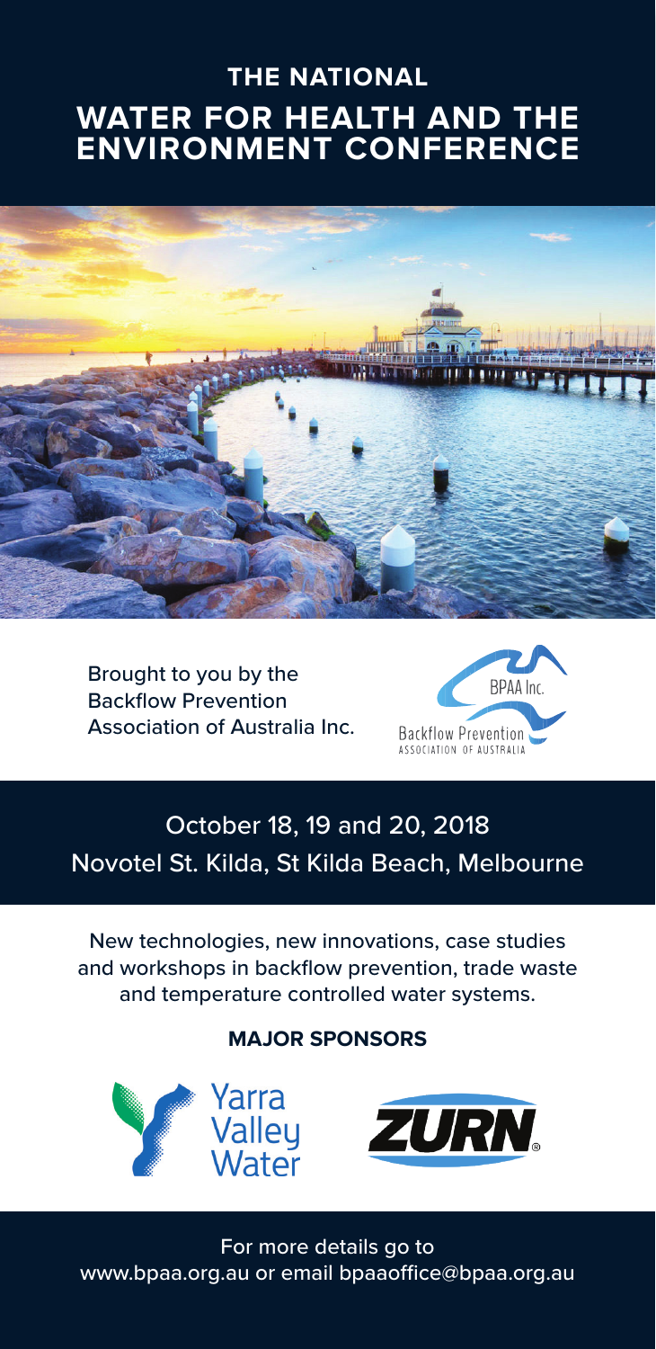# THE NATIONAL
# WATER FOR HEALTH AND THE ENVIRONMENT CONFERENCE

Brought to you by the Backflow Prevention Association of Australia Inc.

BPAA Inc.
Backflow Prevention
ASSOCIATION OF AUSTRALIA

## October 18, 19 and 20, 2018
## Novotel St. Kilda, St Kilda Beach, Melbourne

New technologies, new innovations, case studies and workshops in backflow prevention, trade waste and temperature controlled water systems.

### MAJOR SPONSORS

Yarra Valley Water

ZURN®

For more details go to www.bpaa.org.au or email bpaaoffice@bpaa.org.au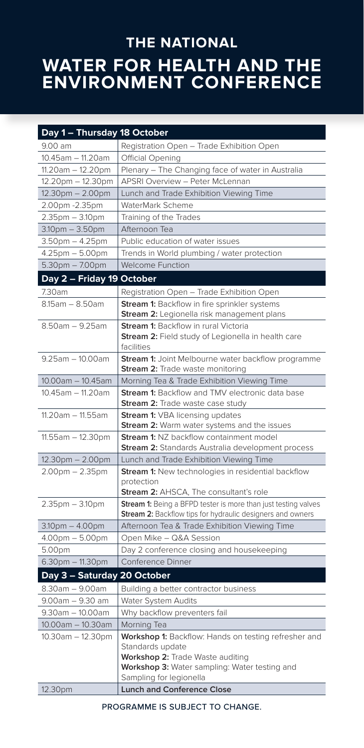# THE NATIONAL

# WATER FOR HEALTH AND THE ENVIRONMENT CONFERENCE

| | |
|---|---|
| **Day 1 – Thursday 18 October** | |
| 9.00 am | Registration Open – Trade Exhibition Open |
| 10.45am – 11.20am | Official Opening |
| 11.20am – 12.20pm | Plenary – The Changing face of water in Australia |
| 12.20pm – 12.30pm | APSRI Overview – Peter McLennan |
| 12.30pm – 2.00pm | Lunch and Trade Exhibition Viewing Time |
| 2.00pm -2.35pm | WaterMark Scheme |
| 2.35pm – 3.10pm | Training of the Trades |
| 3.10pm – 3.50pm | Afternoon Tea |
| 3.50pm – 4.25pm | Public education of water issues |
| 4.25pm – 5.00pm | Trends in World plumbing / water protection |
| 5.30pm – 7.00pm | Welcome Function |
| **Day 2 – Friday 19 October** | |
| 7.30am | Registration Open – Trade Exhibition Open |
| 8.15am – 8.50am | **Stream 1:** Backflow in fire sprinkler systems<br>**Stream 2:** Legionella risk management plans |
| 8.50am – 9.25am | **Stream 1:** Backflow in rural Victoria<br>**Stream 2:** Field study of Legionella in health care facilities |
| 9.25am – 10.00am | **Stream 1:** Joint Melbourne water backflow programme<br>**Stream 2:** Trade waste monitoring |
| 10.00am – 10.45am | Morning Tea & Trade Exhibition Viewing Time |
| 10.45am – 11.20am | **Stream 1:** Backflow and TMV electronic data base<br>**Stream 2:** Trade waste case study |
| 11.20am – 11.55am | **Stream 1:** VBA licensing updates<br>**Stream 2:** Warm water systems and the issues |
| 11.55am – 12.30pm | **Stream 1:** NZ backflow containment model<br>**Stream 2:** Standards Australia development process |
| 12.30pm – 2.00pm | Lunch and Trade Exhibition Viewing Time |
| 2.00pm – 2.35pm | **Stream 1:** New technologies in residential backflow protection<br>**Stream 2:** AHSCA, The consultant's role |
| 2.35pm – 3.10pm | **Stream 1:** Being a BFPD tester is more than just testing valves<br>**Stream 2:** Backflow tips for hydraulic designers and owners |
| 3.10pm – 4.00pm | Afternoon Tea & Trade Exhibition Viewing Time |
| 4.00pm – 5.00pm | Open Mike – Q&A Session |
| 5.00pm | Day 2 conference closing and housekeeping |
| 6.30pm – 11.30pm | Conference Dinner |
| **Day 3 – Saturday 20 October** | |
| 8.30am – 9.00am | Building a better contractor business |
| 9.00am – 9.30 am | Water System Audits |
| 9.30am – 10.00am | Why backflow preventers fail |
| 10.00am – 10.30am | Morning Tea |
| 10.30am – 12.30pm | **Workshop 1:** Backflow: Hands on testing refresher and Standards update<br>**Workshop 2:** Trade Waste auditing<br>**Workshop 3:** Water sampling: Water testing and Sampling for legionella |
| 12.30pm | **Lunch and Conference Close** |

PROGRAMME IS SUBJECT TO CHANGE.